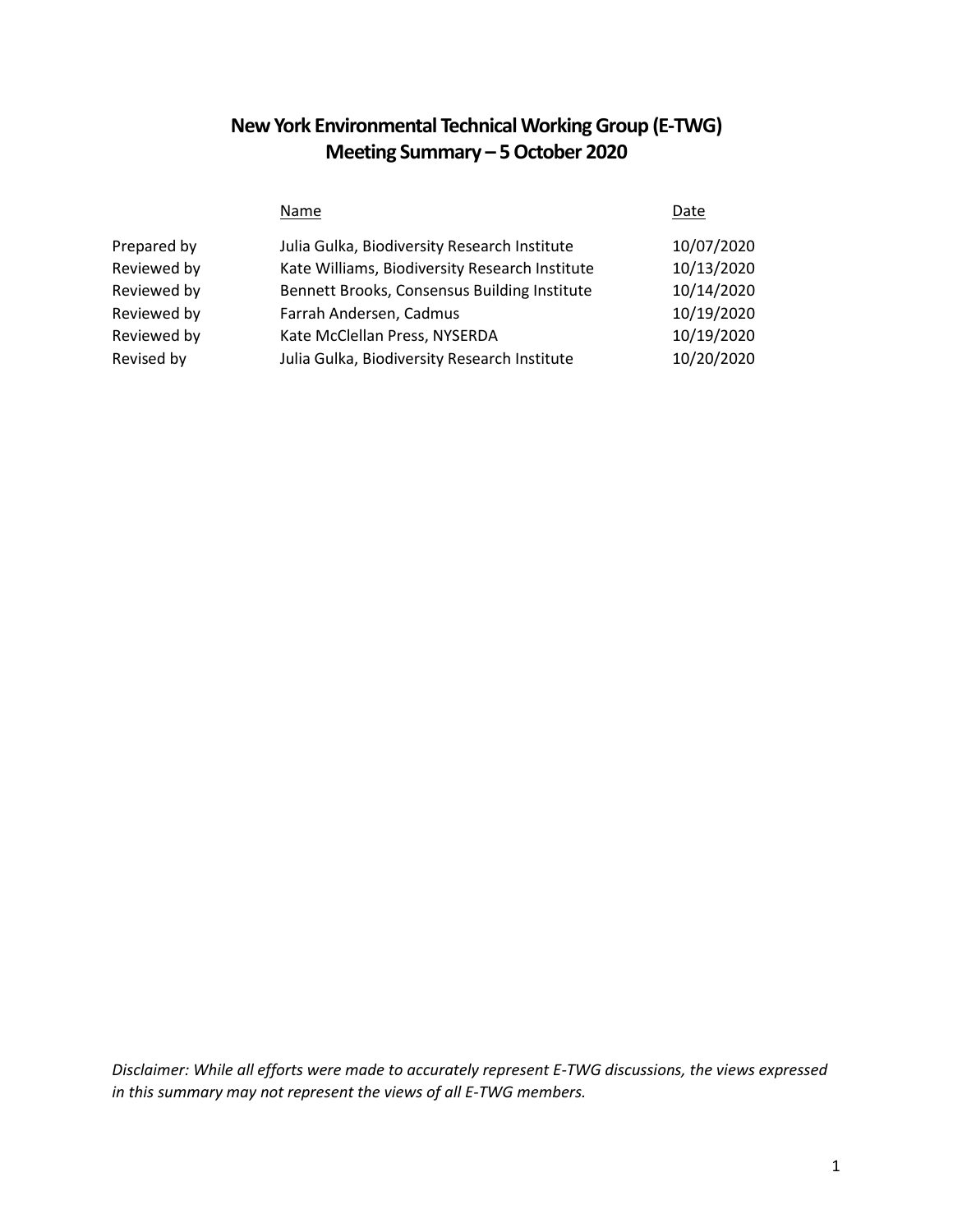# New York Environmental Technical Working Group (E-TWG)
# Meeting Summary – 5 October 2020

| | Name | Date |
|---|---|---|
| Prepared by | Julia Gulka, Biodiversity Research Institute | 10/07/2020 |
| Reviewed by | Kate Williams, Biodiversity Research Institute | 10/13/2020 |
| Reviewed by | Bennett Brooks, Consensus Building Institute | 10/14/2020 |
| Reviewed by | Farrah Andersen, Cadmus | 10/19/2020 |
| Reviewed by | Kate McClellan Press, NYSERDA | 10/19/2020 |
| Revised by | Julia Gulka, Biodiversity Research Institute | 10/20/2020 |

*Disclaimer: While all efforts were made to accurately represent E-TWG discussions, the views expressed in this summary may not represent the views of all E-TWG members.*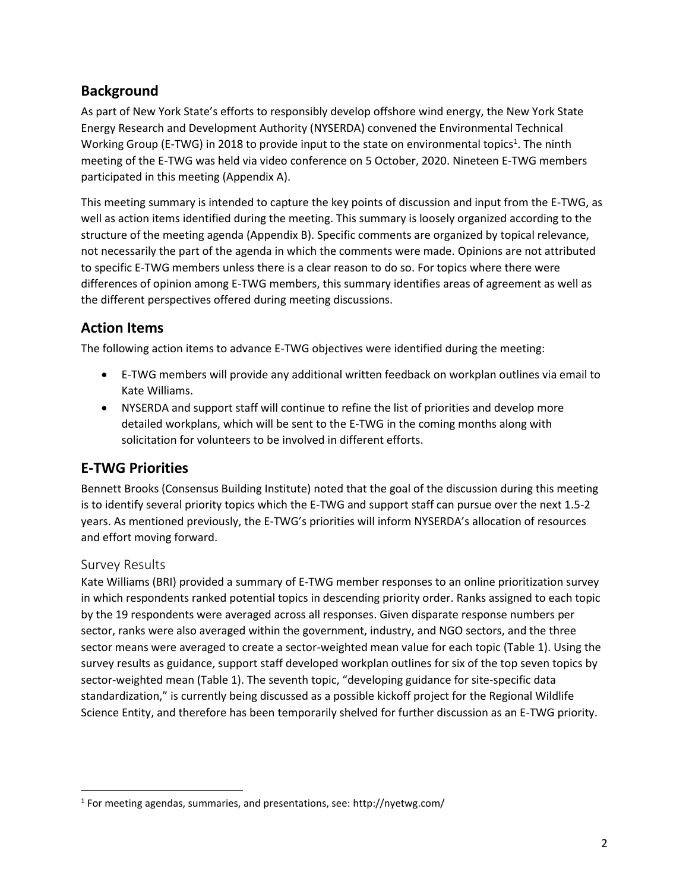## Background

As part of New York State's efforts to responsibly develop offshore wind energy, the New York State Energy Research and Development Authority (NYSERDA) convened the Environmental Technical Working Group (E-TWG) in 2018 to provide input to the state on environmental topics[1]. The ninth meeting of the E-TWG was held via video conference on 5 October, 2020. Nineteen E-TWG members participated in this meeting (Appendix A).

This meeting summary is intended to capture the key points of discussion and input from the E-TWG, as well as action items identified during the meeting. This summary is loosely organized according to the structure of the meeting agenda (Appendix B). Specific comments are organized by topical relevance, not necessarily the part of the agenda in which the comments were made. Opinions are not attributed to specific E-TWG members unless there is a clear reason to do so. For topics where there were differences of opinion among E-TWG members, this summary identifies areas of agreement as well as the different perspectives offered during meeting discussions.

## Action Items

The following action items to advance E-TWG objectives were identified during the meeting:

- E-TWG members will provide any additional written feedback on workplan outlines via email to Kate Williams.
- NYSERDA and support staff will continue to refine the list of priorities and develop more detailed workplans, which will be sent to the E-TWG in the coming months along with solicitation for volunteers to be involved in different efforts.

## E-TWG Priorities

Bennett Brooks (Consensus Building Institute) noted that the goal of the discussion during this meeting is to identify several priority topics which the E-TWG and support staff can pursue over the next 1.5-2 years. As mentioned previously, the E-TWG's priorities will inform NYSERDA's allocation of resources and effort moving forward.

### Survey Results

Kate Williams (BRI) provided a summary of E-TWG member responses to an online prioritization survey in which respondents ranked potential topics in descending priority order. Ranks assigned to each topic by the 19 respondents were averaged across all responses. Given disparate response numbers per sector, ranks were also averaged within the government, industry, and NGO sectors, and the three sector means were averaged to create a sector-weighted mean value for each topic (Table 1). Using the survey results as guidance, support staff developed workplan outlines for six of the top seven topics by sector-weighted mean (Table 1). The seventh topic, "developing guidance for site-specific data standardization," is currently being discussed as a possible kickoff project for the Regional Wildlife Science Entity, and therefore has been temporarily shelved for further discussion as an E-TWG priority.

[1] For meeting agendas, summaries, and presentations, see: http://nyetwg.com/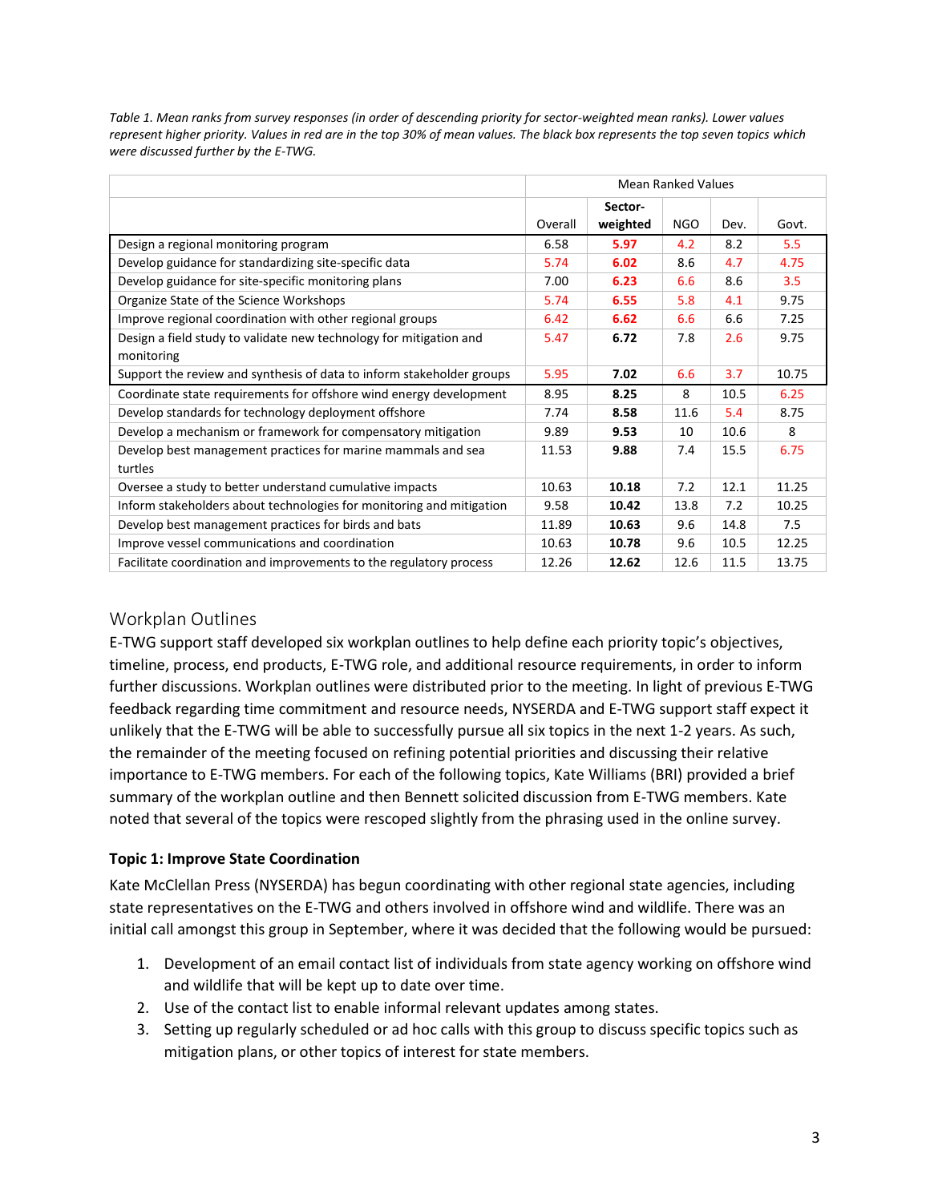*Table 1. Mean ranks from survey responses (in order of descending priority for sector-weighted mean ranks). Lower values represent higher priority. Values in red are in the top 30% of mean values. The black box represents the top seven topics which were discussed further by the E-TWG.*

| | Mean Ranked Values | | | | |
|---|---|---|---|---|---|
| | Overall | **Sector-weighted** | NGO | Dev. | Govt. |
| Design a regional monitoring program | 6.58 | **5.97** | 4.2 | 8.2 | 5.5 |
| Develop guidance for standardizing site-specific data | 5.74 | **6.02** | 8.6 | 4.7 | 4.75 |
| Develop guidance for site-specific monitoring plans | 7.00 | **6.23** | 6.6 | 8.6 | 3.5 |
| Organize State of the Science Workshops | 5.74 | **6.55** | 5.8 | 4.1 | 9.75 |
| Improve regional coordination with other regional groups | 6.42 | **6.62** | 6.6 | 6.6 | 7.25 |
| Design a field study to validate new technology for mitigation and monitoring | 5.47 | **6.72** | 7.8 | 2.6 | 9.75 |
| Support the review and synthesis of data to inform stakeholder groups | 5.95 | **7.02** | 6.6 | 3.7 | 10.75 |
| Coordinate state requirements for offshore wind energy development | 8.95 | **8.25** | 8 | 10.5 | 6.25 |
| Develop standards for technology deployment offshore | 7.74 | **8.58** | 11.6 | 5.4 | 8.75 |
| Develop a mechanism or framework for compensatory mitigation | 9.89 | **9.53** | 10 | 10.6 | 8 |
| Develop best management practices for marine mammals and sea turtles | 11.53 | **9.88** | 7.4 | 15.5 | 6.75 |
| Oversee a study to better understand cumulative impacts | 10.63 | **10.18** | 7.2 | 12.1 | 11.25 |
| Inform stakeholders about technologies for monitoring and mitigation | 9.58 | **10.42** | 13.8 | 7.2 | 10.25 |
| Develop best management practices for birds and bats | 11.89 | **10.63** | 9.6 | 14.8 | 7.5 |
| Improve vessel communications and coordination | 10.63 | **10.78** | 9.6 | 10.5 | 12.25 |
| Facilitate coordination and improvements to the regulatory process | 12.26 | **12.62** | 12.6 | 11.5 | 13.75 |

## Workplan Outlines

E-TWG support staff developed six workplan outlines to help define each priority topic's objectives, timeline, process, end products, E-TWG role, and additional resource requirements, in order to inform further discussions. Workplan outlines were distributed prior to the meeting. In light of previous E-TWG feedback regarding time commitment and resource needs, NYSERDA and E-TWG support staff expect it unlikely that the E-TWG will be able to successfully pursue all six topics in the next 1-2 years. As such, the remainder of the meeting focused on refining potential priorities and discussing their relative importance to E-TWG members. For each of the following topics, Kate Williams (BRI) provided a brief summary of the workplan outline and then Bennett solicited discussion from E-TWG members. Kate noted that several of the topics were rescoped slightly from the phrasing used in the online survey.

### Topic 1: Improve State Coordination

Kate McClellan Press (NYSERDA) has begun coordinating with other regional state agencies, including state representatives on the E-TWG and others involved in offshore wind and wildlife. There was an initial call amongst this group in September, where it was decided that the following would be pursued:

1. Development of an email contact list of individuals from state agency working on offshore wind and wildlife that will be kept up to date over time.
2. Use of the contact list to enable informal relevant updates among states.
3. Setting up regularly scheduled or ad hoc calls with this group to discuss specific topics such as mitigation plans, or other topics of interest for state members.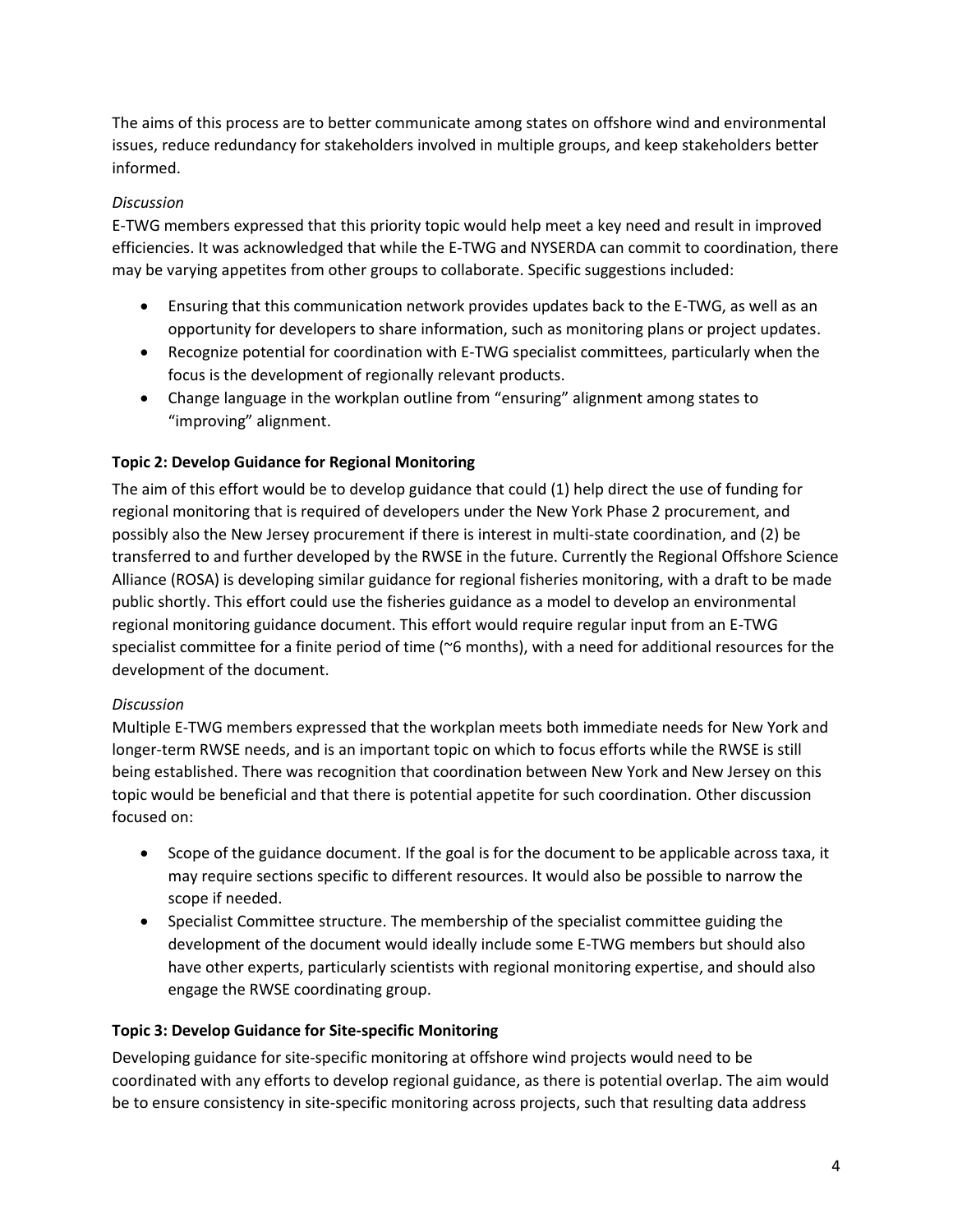The aims of this process are to better communicate among states on offshore wind and environmental issues, reduce redundancy for stakeholders involved in multiple groups, and keep stakeholders better informed.

*Discussion*

E-TWG members expressed that this priority topic would help meet a key need and result in improved efficiencies. It was acknowledged that while the E-TWG and NYSERDA can commit to coordination, there may be varying appetites from other groups to collaborate. Specific suggestions included:

- Ensuring that this communication network provides updates back to the E-TWG, as well as an opportunity for developers to share information, such as monitoring plans or project updates.
- Recognize potential for coordination with E-TWG specialist committees, particularly when the focus is the development of regionally relevant products.
- Change language in the workplan outline from "ensuring" alignment among states to "improving" alignment.

**Topic 2: Develop Guidance for Regional Monitoring**

The aim of this effort would be to develop guidance that could (1) help direct the use of funding for regional monitoring that is required of developers under the New York Phase 2 procurement, and possibly also the New Jersey procurement if there is interest in multi-state coordination, and (2) be transferred to and further developed by the RWSE in the future. Currently the Regional Offshore Science Alliance (ROSA) is developing similar guidance for regional fisheries monitoring, with a draft to be made public shortly. This effort could use the fisheries guidance as a model to develop an environmental regional monitoring guidance document. This effort would require regular input from an E-TWG specialist committee for a finite period of time (~6 months), with a need for additional resources for the development of the document.

*Discussion*

Multiple E-TWG members expressed that the workplan meets both immediate needs for New York and longer-term RWSE needs, and is an important topic on which to focus efforts while the RWSE is still being established. There was recognition that coordination between New York and New Jersey on this topic would be beneficial and that there is potential appetite for such coordination. Other discussion focused on:

- Scope of the guidance document. If the goal is for the document to be applicable across taxa, it may require sections specific to different resources. It would also be possible to narrow the scope if needed.
- Specialist Committee structure. The membership of the specialist committee guiding the development of the document would ideally include some E-TWG members but should also have other experts, particularly scientists with regional monitoring expertise, and should also engage the RWSE coordinating group.

**Topic 3: Develop Guidance for Site-specific Monitoring**

Developing guidance for site-specific monitoring at offshore wind projects would need to be coordinated with any efforts to develop regional guidance, as there is potential overlap. The aim would be to ensure consistency in site-specific monitoring across projects, such that resulting data address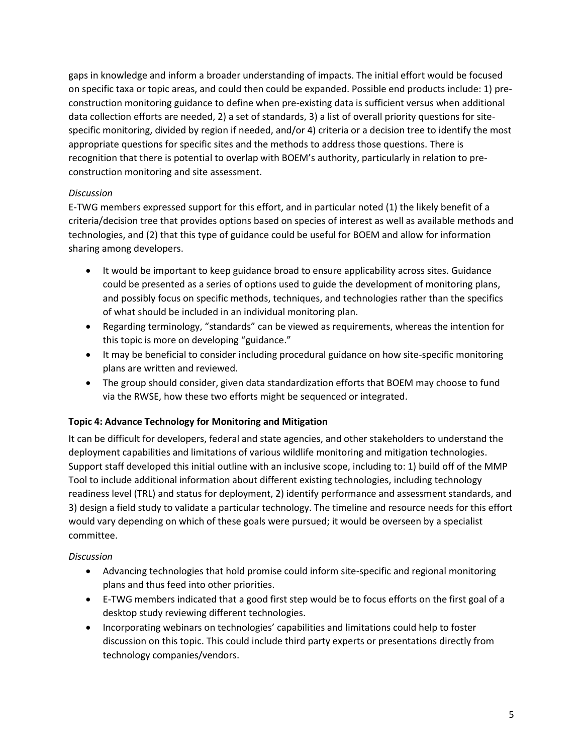gaps in knowledge and inform a broader understanding of impacts. The initial effort would be focused on specific taxa or topic areas, and could then could be expanded. Possible end products include: 1) pre-construction monitoring guidance to define when pre-existing data is sufficient versus when additional data collection efforts are needed, 2) a set of standards, 3) a list of overall priority questions for site-specific monitoring, divided by region if needed, and/or 4) criteria or a decision tree to identify the most appropriate questions for specific sites and the methods to address those questions. There is recognition that there is potential to overlap with BOEM's authority, particularly in relation to pre-construction monitoring and site assessment.

*Discussion*

E-TWG members expressed support for this effort, and in particular noted (1) the likely benefit of a criteria/decision tree that provides options based on species of interest as well as available methods and technologies, and (2) that this type of guidance could be useful for BOEM and allow for information sharing among developers.

- It would be important to keep guidance broad to ensure applicability across sites. Guidance could be presented as a series of options used to guide the development of monitoring plans, and possibly focus on specific methods, techniques, and technologies rather than the specifics of what should be included in an individual monitoring plan.
- Regarding terminology, "standards" can be viewed as requirements, whereas the intention for this topic is more on developing "guidance."
- It may be beneficial to consider including procedural guidance on how site-specific monitoring plans are written and reviewed.
- The group should consider, given data standardization efforts that BOEM may choose to fund via the RWSE, how these two efforts might be sequenced or integrated.

**Topic 4: Advance Technology for Monitoring and Mitigation**

It can be difficult for developers, federal and state agencies, and other stakeholders to understand the deployment capabilities and limitations of various wildlife monitoring and mitigation technologies. Support staff developed this initial outline with an inclusive scope, including to: 1) build off of the MMP Tool to include additional information about different existing technologies, including technology readiness level (TRL) and status for deployment, 2) identify performance and assessment standards, and 3) design a field study to validate a particular technology. The timeline and resource needs for this effort would vary depending on which of these goals were pursued; it would be overseen by a specialist committee.

*Discussion*

- Advancing technologies that hold promise could inform site-specific and regional monitoring plans and thus feed into other priorities.
- E-TWG members indicated that a good first step would be to focus efforts on the first goal of a desktop study reviewing different technologies.
- Incorporating webinars on technologies' capabilities and limitations could help to foster discussion on this topic. This could include third party experts or presentations directly from technology companies/vendors.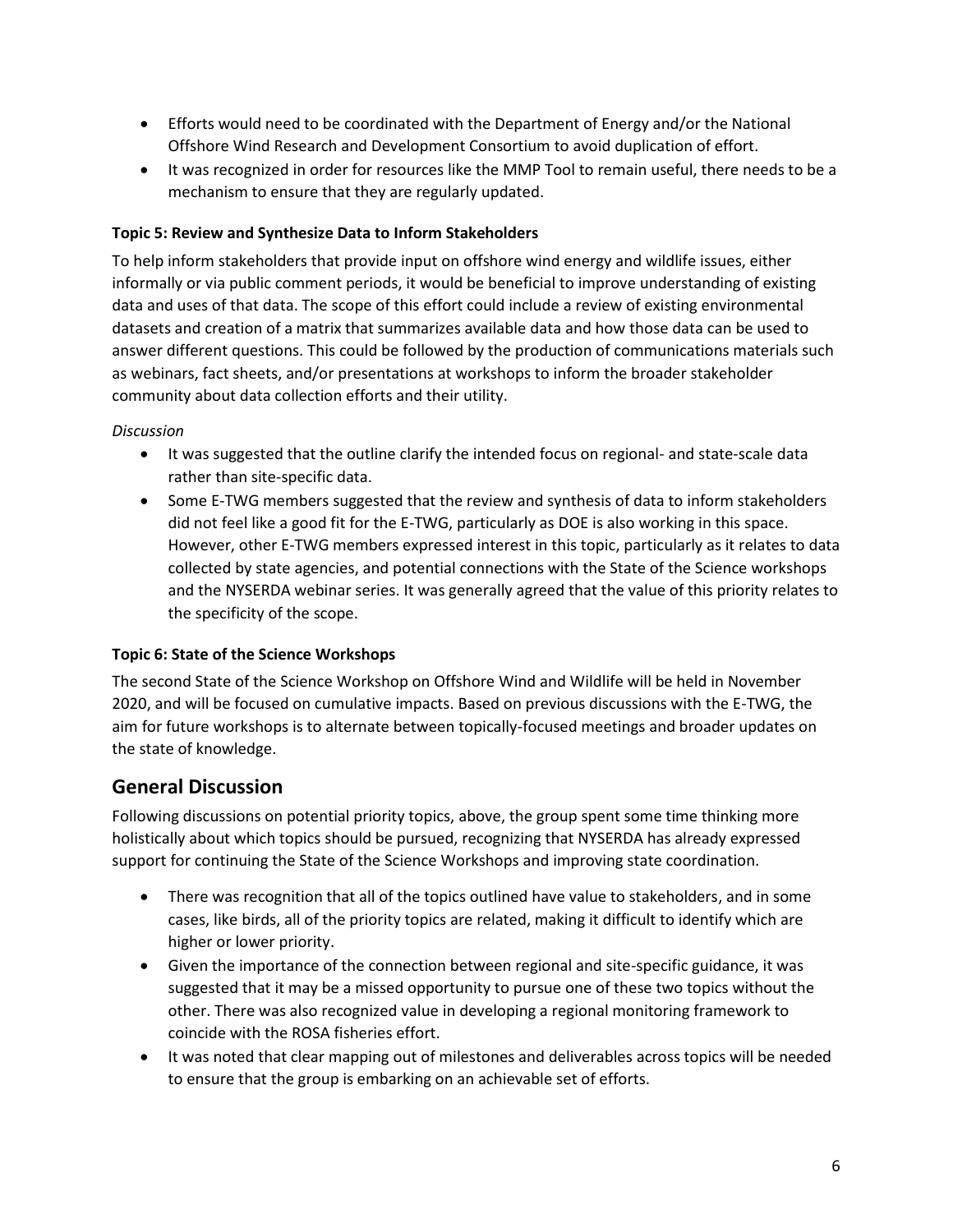- Efforts would need to be coordinated with the Department of Energy and/or the National Offshore Wind Research and Development Consortium to avoid duplication of effort.
- It was recognized in order for resources like the MMP Tool to remain useful, there needs to be a mechanism to ensure that they are regularly updated.

#### Topic 5: Review and Synthesize Data to Inform Stakeholders

To help inform stakeholders that provide input on offshore wind energy and wildlife issues, either informally or via public comment periods, it would be beneficial to improve understanding of existing data and uses of that data. The scope of this effort could include a review of existing environmental datasets and creation of a matrix that summarizes available data and how those data can be used to answer different questions. This could be followed by the production of communications materials such as webinars, fact sheets, and/or presentations at workshops to inform the broader stakeholder community about data collection efforts and their utility.

*Discussion*

- It was suggested that the outline clarify the intended focus on regional- and state-scale data rather than site-specific data.
- Some E-TWG members suggested that the review and synthesis of data to inform stakeholders did not feel like a good fit for the E-TWG, particularly as DOE is also working in this space. However, other E-TWG members expressed interest in this topic, particularly as it relates to data collected by state agencies, and potential connections with the State of the Science workshops and the NYSERDA webinar series. It was generally agreed that the value of this priority relates to the specificity of the scope.

#### Topic 6: State of the Science Workshops

The second State of the Science Workshop on Offshore Wind and Wildlife will be held in November 2020, and will be focused on cumulative impacts. Based on previous discussions with the E-TWG, the aim for future workshops is to alternate between topically-focused meetings and broader updates on the state of knowledge.

## General Discussion

Following discussions on potential priority topics, above, the group spent some time thinking more holistically about which topics should be pursued, recognizing that NYSERDA has already expressed support for continuing the State of the Science Workshops and improving state coordination.

- There was recognition that all of the topics outlined have value to stakeholders, and in some cases, like birds, all of the priority topics are related, making it difficult to identify which are higher or lower priority.
- Given the importance of the connection between regional and site-specific guidance, it was suggested that it may be a missed opportunity to pursue one of these two topics without the other. There was also recognized value in developing a regional monitoring framework to coincide with the ROSA fisheries effort.
- It was noted that clear mapping out of milestones and deliverables across topics will be needed to ensure that the group is embarking on an achievable set of efforts.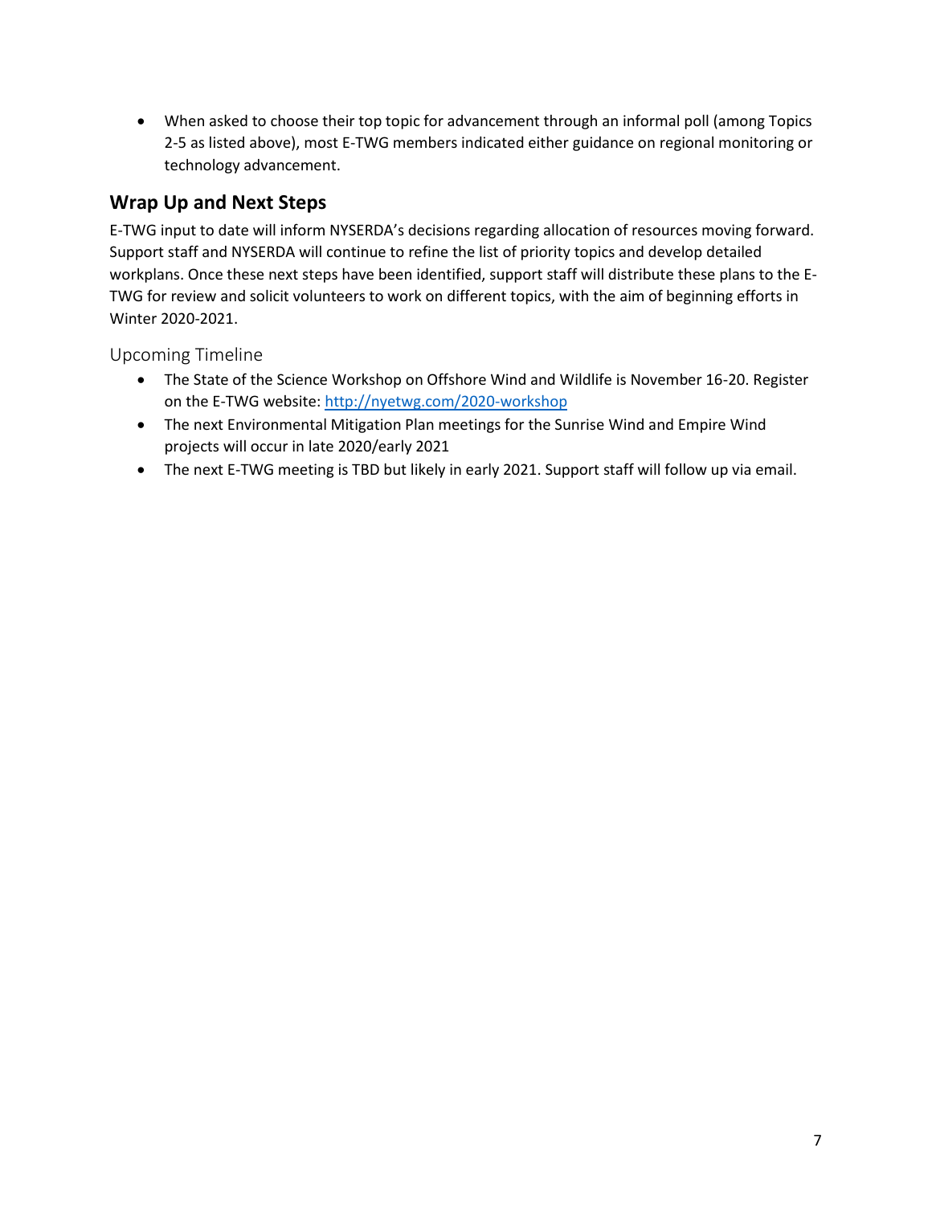- When asked to choose their top topic for advancement through an informal poll (among Topics 2-5 as listed above), most E-TWG members indicated either guidance on regional monitoring or technology advancement.

## Wrap Up and Next Steps

E-TWG input to date will inform NYSERDA's decisions regarding allocation of resources moving forward. Support staff and NYSERDA will continue to refine the list of priority topics and develop detailed workplans. Once these next steps have been identified, support staff will distribute these plans to the E-TWG for review and solicit volunteers to work on different topics, with the aim of beginning efforts in Winter 2020-2021.

### Upcoming Timeline

- The State of the Science Workshop on Offshore Wind and Wildlife is November 16-20. Register on the E-TWG website: [http://nyetwg.com/2020-workshop](http://nyetwg.com/2020-workshop)
- The next Environmental Mitigation Plan meetings for the Sunrise Wind and Empire Wind projects will occur in late 2020/early 2021
- The next E-TWG meeting is TBD but likely in early 2021. Support staff will follow up via email.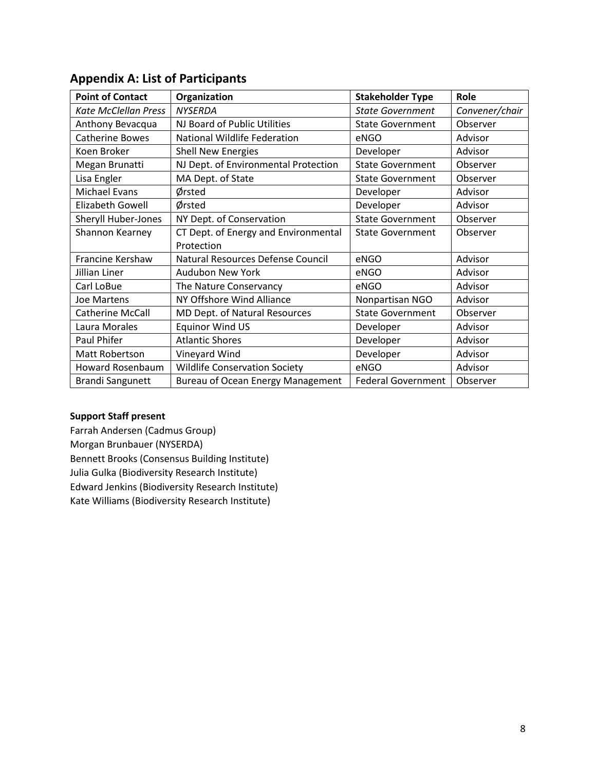## Appendix A: List of Participants

| Point of Contact | Organization | Stakeholder Type | Role |
|---|---|---|---|
| *Kate McClellan Press* | *NYSERDA* | *State Government* | *Convener/chair* |
| Anthony Bevacqua | NJ Board of Public Utilities | State Government | Observer |
| Catherine Bowes | National Wildlife Federation | eNGO | Advisor |
| Koen Broker | Shell New Energies | Developer | Advisor |
| Megan Brunatti | NJ Dept. of Environmental Protection | State Government | Observer |
| Lisa Engler | MA Dept. of State | State Government | Observer |
| Michael Evans | Ørsted | Developer | Advisor |
| Elizabeth Gowell | Ørsted | Developer | Advisor |
| Sheryll Huber-Jones | NY Dept. of Conservation | State Government | Observer |
| Shannon Kearney | CT Dept. of Energy and Environmental Protection | State Government | Observer |
| Francine Kershaw | Natural Resources Defense Council | eNGO | Advisor |
| Jillian Liner | Audubon New York | eNGO | Advisor |
| Carl LoBue | The Nature Conservancy | eNGO | Advisor |
| Joe Martens | NY Offshore Wind Alliance | Nonpartisan NGO | Advisor |
| Catherine McCall | MD Dept. of Natural Resources | State Government | Observer |
| Laura Morales | Equinor Wind US | Developer | Advisor |
| Paul Phifer | Atlantic Shores | Developer | Advisor |
| Matt Robertson | Vineyard Wind | Developer | Advisor |
| Howard Rosenbaum | Wildlife Conservation Society | eNGO | Advisor |
| Brandi Sangunett | Bureau of Ocean Energy Management | Federal Government | Observer |

**Support Staff present**

Farrah Andersen (Cadmus Group)
Morgan Brunbauer (NYSERDA)
Bennett Brooks (Consensus Building Institute)
Julia Gulka (Biodiversity Research Institute)
Edward Jenkins (Biodiversity Research Institute)
Kate Williams (Biodiversity Research Institute)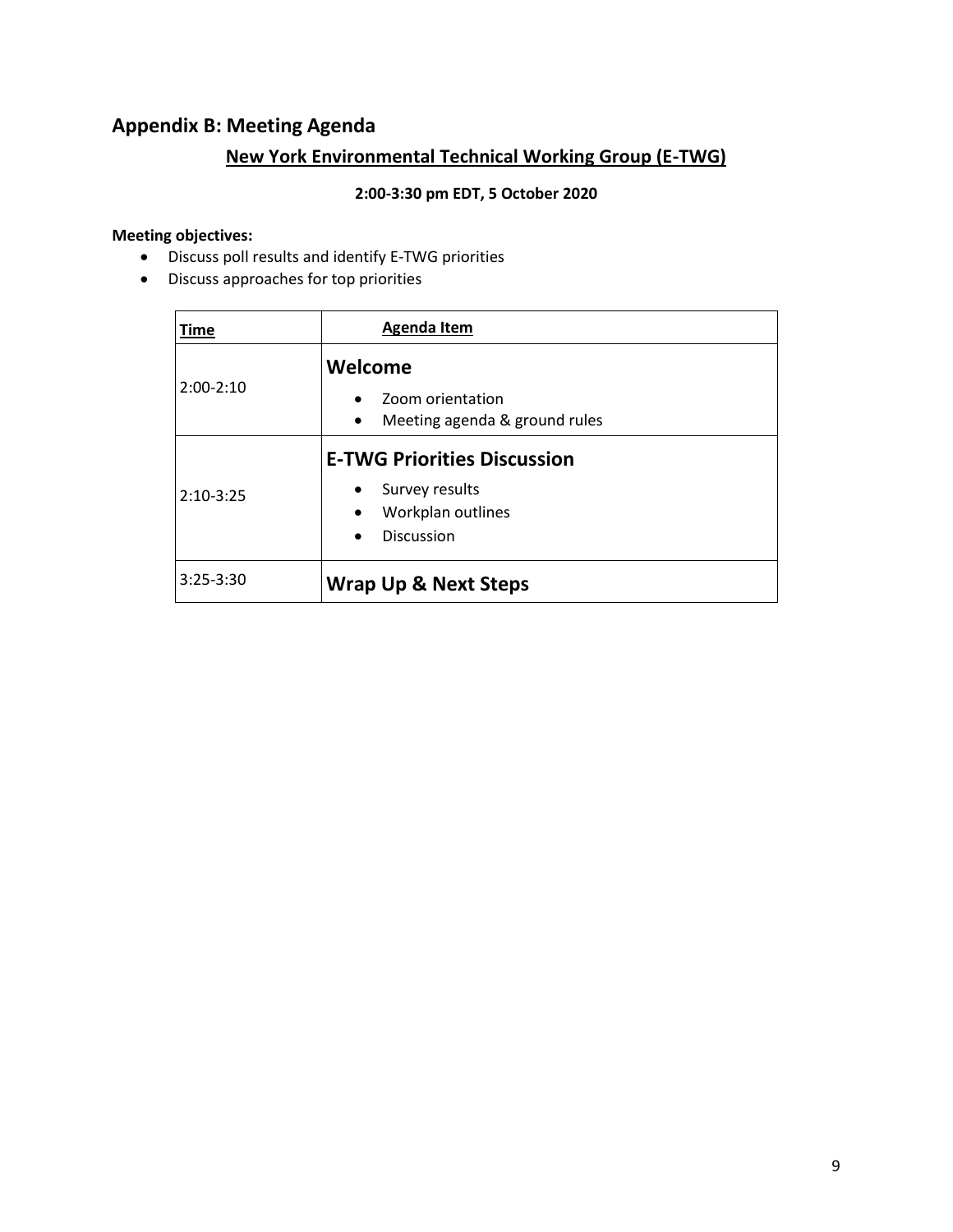## Appendix B: Meeting Agenda

### New York Environmental Technical Working Group (E-TWG)

**2:00-3:30 pm EDT, 5 October 2020**

**Meeting objectives:**

- Discuss poll results and identify E-TWG priorities
- Discuss approaches for top priorities

| Time | Agenda Item |
| --- | --- |
| 2:00-2:10 | **Welcome**<br>• Zoom orientation<br>• Meeting agenda & ground rules |
| 2:10-3:25 | **E-TWG Priorities Discussion**<br>• Survey results<br>• Workplan outlines<br>• Discussion |
| 3:25-3:30 | **Wrap Up & Next Steps** |